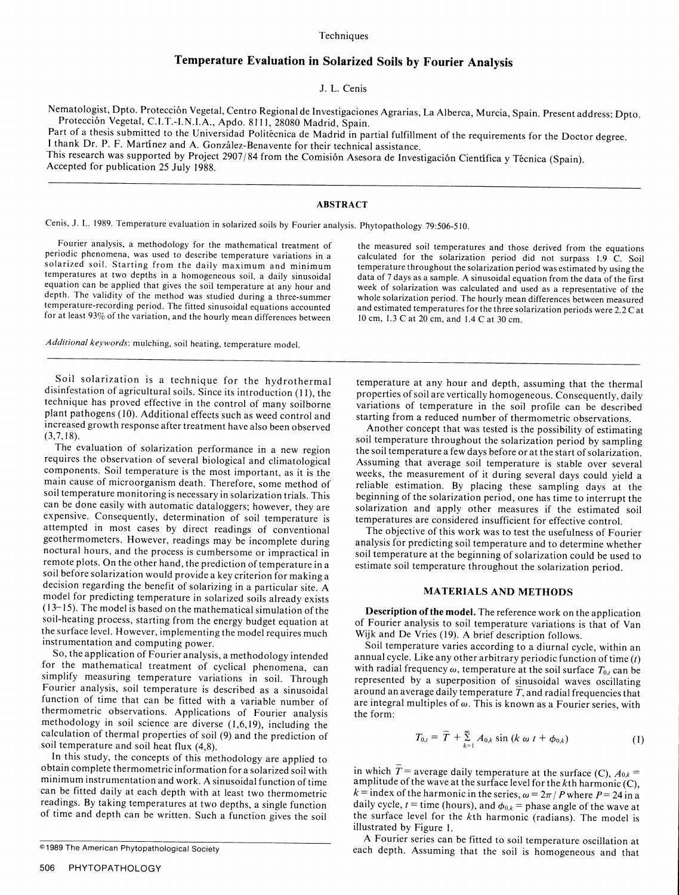Techniques

# Temperature Evaluation in Solarized Soils by Fourier Analysis

J. L. Cenis

Nematologist, Dpto. Protección Vegetal, Centro Regional de Investigaciones Agrarias, La Alberca, Murcia, Spain. Present address: Dpto. Protección Vegetal, C.I.T.-I.N.I.A., Apdo. 8111, 28080 Madrid, Spain.

Part of a thesis submitted to the Universidad Politécnica de Madrid in partial fulfillment of the requirements for the Doctor degree.

I thank Dr. P. F. Martínez and A. González-Benavente for their technical assistance.

This research was supported by Project 2907/84 from the Comisión Asesora de Investigación Científica y Técnica (Spain).

Accepted for publication 25 July 1988.

## ABSTRACT

Cenis, J. L. 1989. Temperature evaluation in solarized soils by Fourier analysis. Phytopathology 79:506-510.

Fourier analysis, a methodology for the mathematical treatment of periodic phenomena, was used to describe temperature variations in a solarized soil. Starting from the daily maximum and minimum temperatures at two depths in a homogeneous soil, a daily sinusoidal equation can be applied that gives the soil temperature at any hour and depth. The validity of the method was studied during a three-summer temperature-recording period. The fitted sinusoidal equations accounted for at least 93% of the variation, and the hourly mean differences between the measured soil temperatures and those derived from the equations calculated for the solarization period did not surpass 1.9 C. Soil temperature throughout the solarization period was estimated by using the data of 7 days as a sample. A sinusoidal equation from the data of the first week of solarization was calculated and used as a representative of the whole solarization period. The hourly mean differences between measured and estimated temperatures for the three solarization periods were 2.2 C at 10 cm, 1.3 C at 20 cm, and 1.4 C at 30 cm.

*Additional keywords*: mulching, soil heating, temperature model.

Soil solarization is a technique for the hydrothermal disinfestation of agricultural soils. Since its introduction (11), the technique has proved effective in the control of many soilborne plant pathogens (10). Additional effects such as weed control and increased growth response after treatment have also been observed (3,7,18).

The evaluation of solarization performance in a new region requires the observation of several biological and climatological components. Soil temperature is the most important, as it is the main cause of microorganism death. Therefore, some method of soil temperature monitoring is necessary in solarization trials. This can be done easily with automatic dataloggers; however, they are expensive. Consequently, determination of soil temperature is attempted in most cases by direct readings of conventional geothermometers. However, readings may be incomplete during noctural hours, and the process is cumbersome or impractical in remote plots. On the other hand, the prediction of temperature in a soil before solarization would provide a key criterion for making a decision regarding the benefit of solarizing in a particular site. A model for predicting temperature in solarized soils already exists (13–15). The model is based on the mathematical simulation of the soil-heating process, starting from the energy budget equation at the surface level. However, implementing the model requires much instrumentation and computing power.

So, the application of Fourier analysis, a methodology intended for the mathematical treatment of cyclical phenomena, can simplify measuring temperature variations in soil. Through Fourier analysis, soil temperature is described as a sinusoidal function of time that can be fitted with a variable number of thermometric observations. Applications of Fourier analysis methodology in soil science are diverse (1,6,19), including the calculation of thermal properties of soil (9) and the prediction of soil temperature and soil heat flux (4,8).

In this study, the concepts of this methodology are applied to obtain complete thermometric information for a solarized soil with minimum instrumentation and work. A sinusoidal function of time can be fitted daily at each depth with at least two thermometric readings. By taking temperatures at two depths, a single function of time and depth can be written. Such a function gives the soil temperature at any hour and depth, assuming that the thermal properties of soil are vertically homogeneous. Consequently, daily variations of temperature in the soil profile can be described starting from a reduced number of thermometric observations.

Another concept that was tested is the possibility of estimating soil temperature throughout the solarization period by sampling the soil temperature a few days before or at the start of solarization. Assuming that average soil temperature is stable over several weeks, the measurement of it during several days could yield a reliable estimation. By placing these sampling days at the beginning of the solarization period, one has time to interrupt the solarization and apply other measures if the estimated soil temperatures are considered insufficient for effective control.

The objective of this work was to test the usefulness of Fourier analysis for predicting soil temperature and to determine whether soil temperature at the beginning of solarization could be used to estimate soil temperature throughout the solarization period.

## MATERIALS AND METHODS

**Description of the model.** The reference work on the application of Fourier analysis to soil temperature variations is that of Van Wijk and De Vries (19). A brief description follows.

Soil temperature varies according to a diurnal cycle, within an annual cycle. Like any other arbitrary periodic function of time ($t$) with radial frequency $\omega$, temperature at the soil surface $T_{0,t}$ can be represented by a superposition of sinusoidal waves oscillating around an average daily temperature $\bar{T}$, and radial frequencies that are integral multiples of $\omega$. This is known as a Fourier series, with the form:

$$T_{0,t} = \bar{T} + \sum_{k=1}^{\infty} A_{0,k} \sin (k \, \omega \, t + \phi_{0,k}) \tag{1}$$

in which $\bar{T}$ = average daily temperature at the surface (C), $A_{0,k}$ = amplitude of the wave at the surface level for the $k$th harmonic (C), $k$ = index of the harmonic in the series, $\omega = 2\pi / P$ where $P = 24$ in a daily cycle, $t$ = time (hours), and $\phi_{0,k}$ = phase angle of the wave at the surface level for the $k$th harmonic (radians). The model is illustrated by Figure 1.

A Fourier series can be fitted to soil temperature oscillation at each depth. Assuming that the soil is homogeneous and that

© 1989 The American Phytopathological Society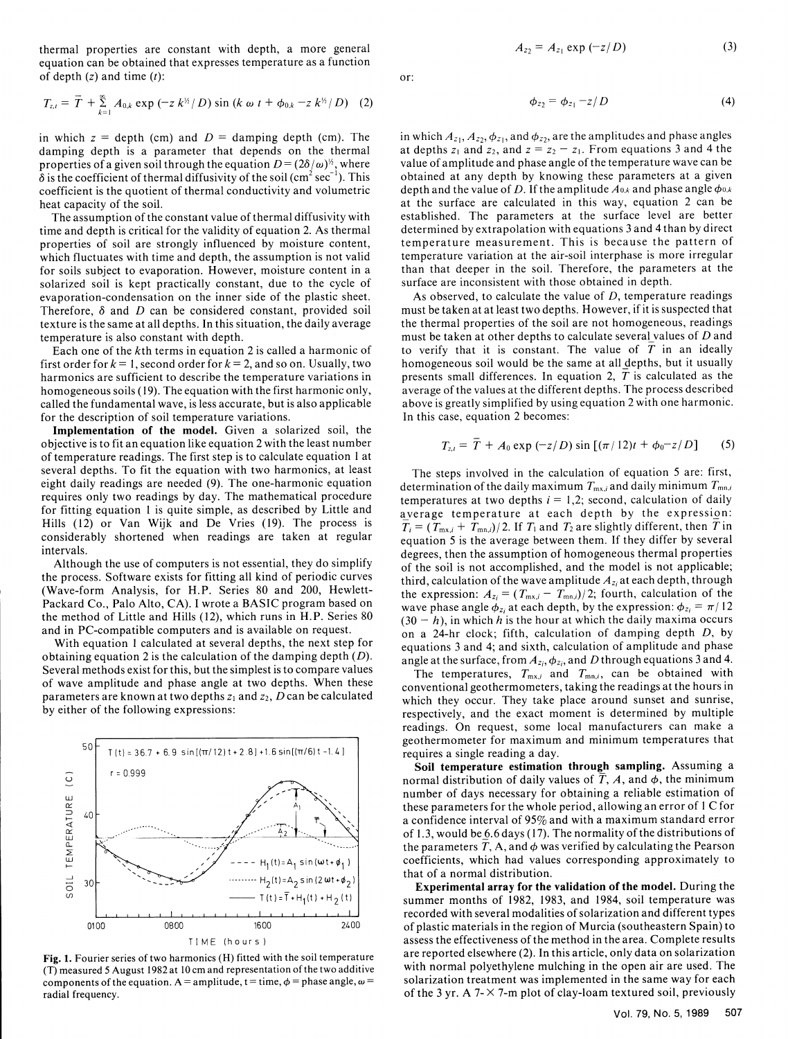thermal properties are constant with depth, a more general equation can be obtained that expresses temperature as a function of depth ($z$) and time ($t$):

$$T_{z,t} = \bar{T} + \sum_{k=1}^{\infty} A_{0,k} \exp(-z\, k^{1/2}/D) \sin(k\,\omega\, t + \phi_{0,k} - z\, k^{1/2}/D) \quad (2)$$

in which $z$ = depth (cm) and $D$ = damping depth (cm). The damping depth is a parameter that depends on the thermal properties of a given soil through the equation $D = (2\delta/\omega)^{1/2}$, where $\delta$ is the coefficient of thermal diffusivity of the soil ($cm^2\ sec^{-1}$). This coefficient is the quotient of thermal conductivity and volumetric heat capacity of the soil.

The assumption of the constant value of thermal diffusivity with time and depth is critical for the validity of equation 2. As thermal properties of soil are strongly influenced by moisture content, which fluctuates with time and depth, the assumption is not valid for soils subject to evaporation. However, moisture content in a solarized soil is kept practically constant, due to the cycle of evaporation-condensation on the inner side of the plastic sheet. Therefore, $\delta$ and $D$ can be considered constant, provided soil texture is the same at all depths. In this situation, the daily average temperature is also constant with depth.

Each one of the $k$th terms in equation 2 is called a harmonic of first order for $k = 1$, second order for $k = 2$, and so on. Usually, two harmonics are sufficient to describe the temperature variations in homogeneous soils (19). The equation with the first harmonic only, called the fundamental wave, is less accurate, but is also applicable for the description of soil temperature variations.

**Implementation of the model.** Given a solarized soil, the objective is to fit an equation like equation 2 with the least number of temperature readings. The first step is to calculate equation 1 at several depths. To fit the equation with two harmonics, at least eight daily readings are needed (9). The one-harmonic equation requires only two readings by day. The mathematical procedure for fitting equation 1 is quite simple, as described by Little and Hills (12) or Van Wijk and De Vries (19). The process is considerably shortened when readings are taken at regular intervals.

Although the use of computers is not essential, they do simplify the process. Software exists for fitting all kind of periodic curves (Wave-form Analysis, for H.P. Series 80 and 200, Hewlett-Packard Co., Palo Alto, CA). I wrote a BASIC program based on the method of Little and Hills (12), which runs in H.P. Series 80 and in PC-compatible computers and is available on request.

With equation 1 calculated at several depths, the next step for obtaining equation 2 is the calculation of the damping depth ($D$). Several methods exist for this, but the simplest is to compare values of wave amplitude and phase angle at two depths. When these parameters are known at two depths $z_1$ and $z_2$, $D$ can be calculated by either of the following expressions:

Fig. 1. Fourier series of two harmonics (H) fitted with the soil temperature (T) measured 5 August 1982 at 10 cm and representation of the two additive components of the equation. A = amplitude, t = time, $\phi$ = phase angle, $\omega$ = radial frequency.

$$A_{z_2} = A_{z_1} \exp(-z/D) \quad (3)$$

or:

$$\phi_{z_2} = \phi_{z_1} - z/D \quad (4)$$

in which $A_{z_1}$, $A_{z_2}$, $\phi_{z_1}$, and $\phi_{z_2}$, are the amplitudes and phase angles at depths $z_1$ and $z_2$, and $z = z_2 - z_1$. From equations 3 and 4 the value of amplitude and phase angle of the temperature wave can be obtained at any depth by knowing these parameters at a given depth and the value of $D$. If the amplitude $A_{0,k}$ and phase angle $\phi_{0,k}$ at the surface are calculated in this way, equation 2 can be established. The parameters at the surface level are better determined by extrapolation with equations 3 and 4 than by direct temperature measurement. This is because the pattern of temperature variation at the air-soil interphase is more irregular than that deeper in the soil. Therefore, the parameters at the surface are inconsistent with those obtained in depth.

As observed, to calculate the value of $D$, temperature readings must be taken at at least two depths. However, if it is suspected that the thermal properties of the soil are not homogeneous, readings must be taken at other depths to calculate several values of $D$ and to verify that it is constant. The value of $\bar{T}$ in an ideally homogeneous soil would be the same at all depths, but it usually presents small differences. In equation 2, $\bar{T}$ is calculated as the average of the values at the different depths. The process described above is greatly simplified by using equation 2 with one harmonic. In this case, equation 2 becomes:

$$T_{z,t} = \bar{T} + A_0 \exp(-z/D) \sin[(\pi/12)t + \phi_0 - z/D] \quad (5)$$

The steps involved in the calculation of equation 5 are: first, determination of the daily maximum $T_{mx,i}$ and daily minimum $T_{mn,i}$ temperatures at two depths $i = 1,2$; second, calculation of daily average temperature at each depth by the expression: $\bar{T}_i = (T_{mx,i} + T_{mn,i})/2$. If $T_1$ and $T_2$ are slightly different, then $\bar{T}$ in equation 5 is the average between them. If they differ by several degrees, then the assumption of homogeneous thermal properties of the soil is not accomplished, and the model is not applicable; third, calculation of the wave amplitude $A_{z_i}$ at each depth, through the expression: $A_{z_i} = (T_{mx,i} - T_{mn,i})/2$; fourth, calculation of the wave phase angle $\phi_{z_i}$ at each depth, by the expression: $\phi_{z_i} = \pi/12\ (30 - h)$, in which $h$ is the hour at which the daily maxima occurs on a 24-hr clock; fifth, calculation of damping depth $D$, by equations 3 and 4; and sixth, calculation of amplitude and phase angle at the surface, from $A_{z_i}$, $\phi_{z_i}$, and $D$ through equations 3 and 4.

The temperatures, $T_{mx,i}$ and $T_{mn,i}$, can be obtained with conventional geothermometers, taking the readings at the hours in which they occur. They take place around sunset and sunrise, respectively, and the exact moment is determined by multiple readings. On request, some local manufacturers can make a geothermometer for maximum and minimum temperatures that requires a single reading a day.

**Soil temperature estimation through sampling.** Assuming a normal distribution of daily values of $\bar{T}$, $A$, and $\phi$, the minimum number of days necessary for obtaining a reliable estimation of these parameters for the whole period, allowing an error of 1 C for a confidence interval of 95% and with a maximum standard error of 1.3, would be 6.6 days (17). The normality of the distributions of the parameters $\bar{T}$, A, and $\phi$ was verified by calculating the Pearson coefficients, which had values corresponding approximately to that of a normal distribution.

**Experimental array for the validation of the model.** During the summer months of 1982, 1983, and 1984, soil temperature was recorded with several modalities of solarization and different types of plastic materials in the region of Murcia (southeastern Spain) to assess the effectiveness of the method in the area. Complete results are reported elsewhere (2). In this article, only data on solarization with normal polyethylene mulching in the open air are used. The solarization treatment was implemented in the same way for each of the 3 yr. A 7- × 7-m plot of clay-loam textured soil, previously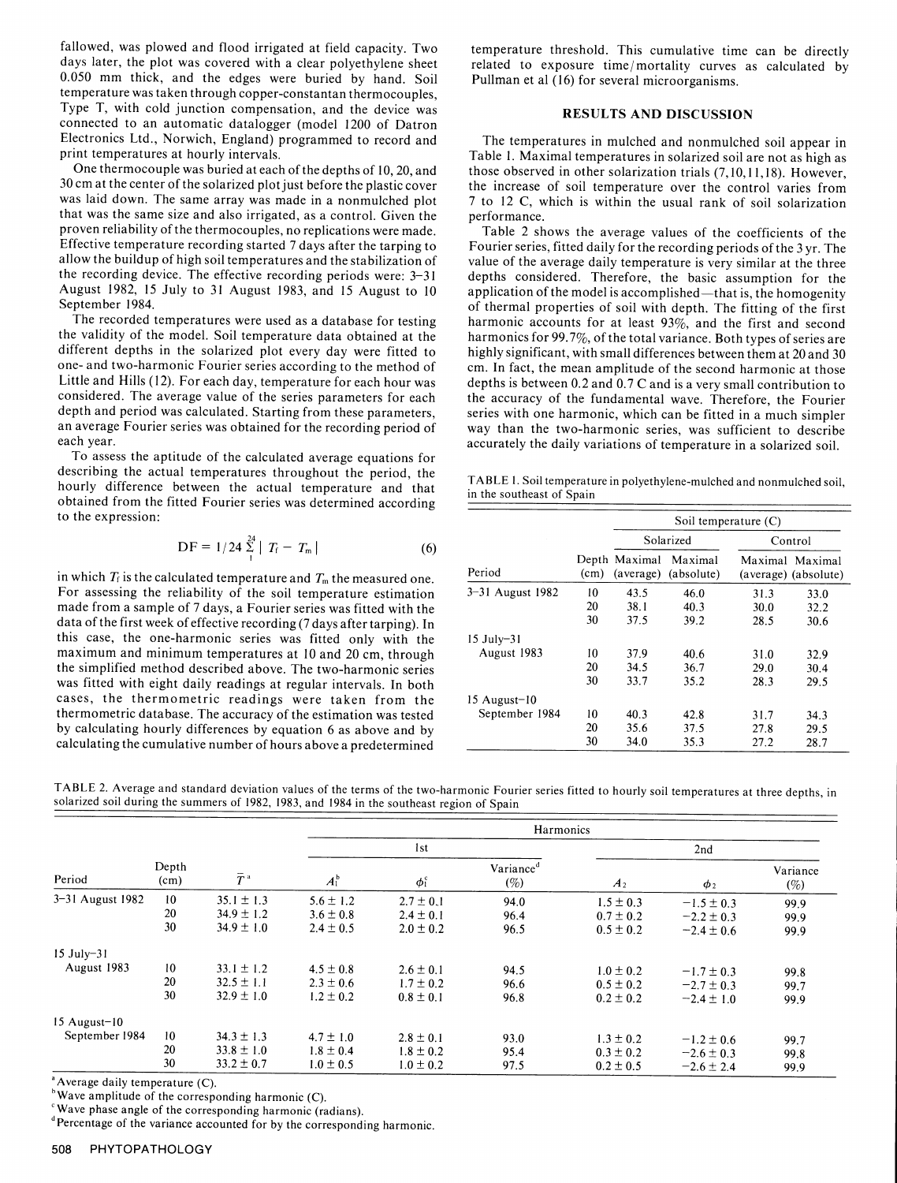fallowed, was plowed and flood irrigated at field capacity. Two days later, the plot was covered with a clear polyethylene sheet 0.050 mm thick, and the edges were buried by hand. Soil temperature was taken through copper-constantan thermocouples, Type T, with cold junction compensation, and the device was connected to an automatic datalogger (model 1200 of Datron Electronics Ltd., Norwich, England) programmed to record and print temperatures at hourly intervals.

One thermocouple was buried at each of the depths of 10, 20, and 30 cm at the center of the solarized plot just before the plastic cover was laid down. The same array was made in a nonmulched plot that was the same size and also irrigated, as a control. Given the proven reliability of the thermocouples, no replications were made. Effective temperature recording started 7 days after the tarping to allow the buildup of high soil temperatures and the stabilization of the recording device. The effective recording periods were: 3–31 August 1982, 15 July to 31 August 1983, and 15 August to 10 September 1984.

The recorded temperatures were used as a database for testing the validity of the model. Soil temperature data obtained at the different depths in the solarized plot every day were fitted to one- and two-harmonic Fourier series according to the method of Little and Hills (12). For each day, temperature for each hour was considered. The average value of the series parameters for each depth and period was calculated. Starting from these parameters, an average Fourier series was obtained for the recording period of each year.

To assess the aptitude of the calculated average equations for describing the actual temperatures throughout the period, the hourly difference between the actual temperature and that obtained from the fitted Fourier series was determined according to the expression:

$$DF = 1/24 \sum_{1}^{24} | T_f - T_m | \quad (6)$$

in which $T_f$ is the calculated temperature and $T_m$ the measured one. For assessing the reliability of the soil temperature estimation made from a sample of 7 days, a Fourier series was fitted with the data of the first week of effective recording (7 days after tarping). In this case, the one-harmonic series was fitted only with the maximum and minimum temperatures at 10 and 20 cm, through the simplified method described above. The two-harmonic series was fitted with eight daily readings at regular intervals. In both cases, the thermometric readings were taken from the thermometric database. The accuracy of the estimation was tested by calculating hourly differences by equation 6 as above and by calculating the cumulative number of hours above a predetermined temperature threshold. This cumulative time can be directly related to exposure time/mortality curves as calculated by Pullman et al (16) for several microorganisms.

## RESULTS AND DISCUSSION

The temperatures in mulched and nonmulched soil appear in Table 1. Maximal temperatures in solarized soil are not as high as those observed in other solarization trials (7,10,11,18). However, the increase of soil temperature over the control varies from 7 to 12 C, which is within the usual rank of soil solarization performance.

Table 2 shows the average values of the coefficients of the Fourier series, fitted daily for the recording periods of the 3 yr. The value of the average daily temperature is very similar at the three depths considered. Therefore, the basic assumption for the application of the model is accomplished—that is, the homogenity of thermal properties of soil with depth. The fitting of the first harmonic accounts for at least 93%, and the first and second harmonics for 99.7%, of the total variance. Both types of series are highly significant, with small differences between them at 20 and 30 cm. In fact, the mean amplitude of the second harmonic at those depths is between 0.2 and 0.7 C and is a very small contribution to the accuracy of the fundamental wave. Therefore, the Fourier series with one harmonic, which can be fitted in a much simpler way than the two-harmonic series, was sufficient to describe accurately the daily variations of temperature in a solarized soil.

TABLE 1. Soil temperature in polyethylene-mulched and nonmulched soil, in the southeast of Spain

| Period | Depth (cm) | Solarized: Maximal (average) | Solarized: Maximal (absolute) | Control: Maximal (average) | Control: Maximal (absolute) |
|---|---|---|---|---|---|
| 3–31 August 1982 | 10 | 43.5 | 46.0 | 31.3 | 33.0 |
| | 20 | 38.1 | 40.3 | 30.0 | 32.2 |
| | 30 | 37.5 | 39.2 | 28.5 | 30.6 |
| 15 July–31 August 1983 | 10 | 37.9 | 40.6 | 31.0 | 32.9 |
| | 20 | 34.5 | 36.7 | 29.0 | 30.4 |
| | 30 | 33.7 | 35.2 | 28.3 | 29.5 |
| 15 August–10 September 1984 | 10 | 40.3 | 42.8 | 31.7 | 34.3 |
| | 20 | 35.6 | 37.5 | 27.8 | 29.5 |
| | 30 | 34.0 | 35.3 | 27.2 | 28.7 |

TABLE 2. Average and standard deviation values of the terms of the two-harmonic Fourier series fitted to hourly soil temperatures at three depths, in solarized soil during the summers of 1982, 1983, and 1984 in the southeast region of Spain

| Period | Depth (cm) | $\bar{T}$[a] | 1st: $A_1$[b] | 1st: $\phi_1$[c] | 1st: Variance[d] (%) | 2nd: $A_2$ | 2nd: $\phi_2$ | 2nd: Variance (%) |
|---|---|---|---|---|---|---|---|---|
| 3–31 August 1982 | 10 | 35.1 ± 1.3 | 5.6 ± 1.2 | 2.7 ± 0.1 | 94.0 | 1.5 ± 0.3 | −1.5 ± 0.3 | 99.9 |
| | 20 | 34.9 ± 1.2 | 3.6 ± 0.8 | 2.4 ± 0.1 | 96.4 | 0.7 ± 0.2 | −2.2 ± 0.3 | 99.9 |
| | 30 | 34.9 ± 1.0 | 2.4 ± 0.5 | 2.0 ± 0.2 | 96.5 | 0.5 ± 0.2 | −2.4 ± 0.6 | 99.9 |
| 15 July–31 August 1983 | 10 | 33.1 ± 1.2 | 4.5 ± 0.8 | 2.6 ± 0.1 | 94.5 | 1.0 ± 0.2 | −1.7 ± 0.3 | 99.8 |
| | 20 | 32.5 ± 1.1 | 2.3 ± 0.6 | 1.7 ± 0.2 | 96.6 | 0.5 ± 0.2 | −2.7 ± 0.3 | 99.7 |
| | 30 | 32.9 ± 1.0 | 1.2 ± 0.2 | 0.8 ± 0.1 | 96.8 | 0.2 ± 0.2 | −2.4 ± 1.0 | 99.9 |
| 15 August–10 September 1984 | 10 | 34.3 ± 1.3 | 4.7 ± 1.0 | 2.8 ± 0.1 | 93.0 | 1.3 ± 0.2 | −1.2 ± 0.6 | 99.7 |
| | 20 | 33.8 ± 1.0 | 1.8 ± 0.4 | 1.8 ± 0.2 | 95.4 | 0.3 ± 0.2 | −2.6 ± 0.3 | 99.8 |
| | 30 | 33.2 ± 0.7 | 1.0 ± 0.5 | 1.0 ± 0.2 | 97.5 | 0.2 ± 0.5 | −2.6 ± 2.4 | 99.9 |

[a] Average daily temperature (C).
[b] Wave amplitude of the corresponding harmonic (C).
[c] Wave phase angle of the corresponding harmonic (radians).
[d] Percentage of the variance accounted for by the corresponding harmonic.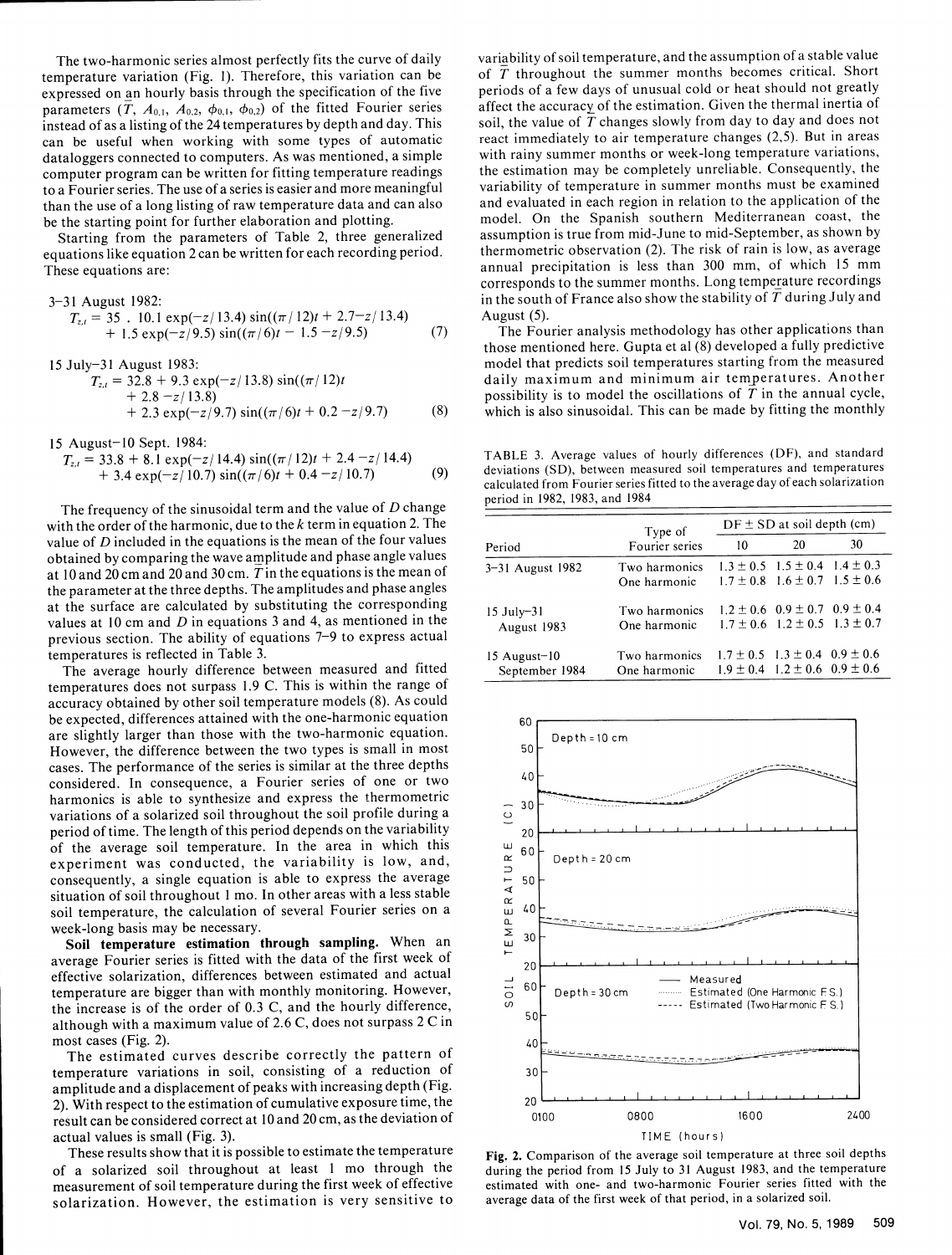The two-harmonic series almost perfectly fits the curve of daily temperature variation (Fig. 1). Therefore, this variation can be expressed on an hourly basis through the specification of the five parameters ($\bar{T}$, $A_{0,1}$, $A_{0,2}$, $\phi_{0,1}$, $\phi_{0,2}$) of the fitted Fourier series instead of as a listing of the 24 temperatures by depth and day. This can be useful when working with some types of automatic dataloggers connected to computers. As was mentioned, a simple computer program can be written for fitting temperature readings to a Fourier series. The use of a series is easier and more meaningful than the use of a long listing of raw temperature data and can also be the starting point for further elaboration and plotting.

Starting from the parameters of Table 2, three generalized equations like equation 2 can be written for each recording period. These equations are:

3–31 August 1982:

$$T_{z,t} = 35 \;.\; 10.1 \exp(-z/13.4) \sin((\pi/12)t + 2.7 - z/13.4) + 1.5 \exp(-z/9.5) \sin((\pi/6)t - 1.5 - z/9.5) \quad (7)$$

15 July–31 August 1983:

$$T_{z,t} = 32.8 + 9.3 \exp(-z/13.8) \sin((\pi/12)t + 2.8 - z/13.8) + 2.3 \exp(-z/9.7) \sin((\pi/6)t + 0.2 - z/9.7) \quad (8)$$

15 August–10 Sept. 1984:

$$T_{z,t} = 33.8 + 8.1 \exp(-z/14.4) \sin((\pi/12)t + 2.4 - z/14.4) + 3.4 \exp(-z/10.7) \sin((\pi/6)t + 0.4 - z/10.7) \quad (9)$$

The frequency of the sinusoidal term and the value of $D$ change with the order of the harmonic, due to the $k$ term in equation 2. The value of $D$ included in the equations is the mean of the four values obtained by comparing the wave amplitude and phase angle values at 10 and 20 cm and 20 and 30 cm. $\bar{T}$ in the equations is the mean of the parameter at the three depths. The amplitudes and phase angles at the surface are calculated by substituting the corresponding values at 10 cm and $D$ in equations 3 and 4, as mentioned in the previous section. The ability of equations 7–9 to express actual temperatures is reflected in Table 3.

The average hourly difference between measured and fitted temperatures does not surpass 1.9 C. This is within the range of accuracy obtained by other soil temperature models (8). As could be expected, differences attained with the one-harmonic equation are slightly larger than those with the two-harmonic equation. However, the difference between the two types is small in most cases. The performance of the series is similar at the three depths considered. In consequence, a Fourier series of one or two harmonics is able to synthesize and express the thermometric variations of a solarized soil throughout the soil profile during a period of time. The length of this period depends on the variability of the average soil temperature. In the area in which this experiment was conducted, the variability is low, and, consequently, a single equation is able to express the average situation of soil throughout 1 mo. In other areas with a less stable soil temperature, the calculation of several Fourier series on a week-long basis may be necessary.

**Soil temperature estimation through sampling.** When an average Fourier series is fitted with the data of the first week of effective solarization, differences between estimated and actual temperature are bigger than with monthly monitoring. However, the increase is of the order of 0.3 C, and the hourly difference, although with a maximum value of 2.6 C, does not surpass 2 C in most cases (Fig. 2).

The estimated curves describe correctly the pattern of temperature variations in soil, consisting of a reduction of amplitude and a displacement of peaks with increasing depth (Fig. 2). With respect to the estimation of cumulative exposure time, the result can be considered correct at 10 and 20 cm, as the deviation of actual values is small (Fig. 3).

These results show that it is possible to estimate the temperature of a solarized soil throughout at least 1 mo through the measurement of soil temperature during the first week of effective solarization. However, the estimation is very sensitive to variability of soil temperature, and the assumption of a stable value of $\bar{T}$ throughout the summer months becomes critical. Short periods of a few days of unusual cold or heat should not greatly affect the accuracy of the estimation. Given the thermal inertia of soil, the value of $\bar{T}$ changes slowly from day to day and does not react immediately to air temperature changes (2,5). But in areas with rainy summer months or week-long temperature variations, the estimation may be completely unreliable. Consequently, the variability of temperature in summer months must be examined and evaluated in each region in relation to the application of the model. On the Spanish southern Mediterranean coast, the assumption is true from mid-June to mid-September, as shown by thermometric observation (2). The risk of rain is low, as average annual precipitation is less than 300 mm, of which 15 mm corresponds to the summer months. Long temperature recordings in the south of France also show the stability of $\bar{T}$ during July and August (5).

The Fourier analysis methodology has other applications than those mentioned here. Gupta et al (8) developed a fully predictive model that predicts soil temperatures starting from the measured daily maximum and minimum air temperatures. Another possibility is to model the oscillations of $\bar{T}$ in the annual cycle, which is also sinusoidal. This can be made by fitting the monthly

TABLE 3. Average values of hourly differences (DF), and standard deviations (SD), between measured soil temperatures and temperatures calculated from Fourier series fitted to the average day of each solarization period in 1982, 1983, and 1984

| Period | Type of Fourier series | DF ± SD at soil depth (cm) | | |
|---|---|---|---|---|
| | | 10 | 20 | 30 |
| 3–31 August 1982 | Two harmonics | 1.3 ± 0.5 | 1.5 ± 0.4 | 1.4 ± 0.3 |
| | One harmonic | 1.7 ± 0.8 | 1.6 ± 0.7 | 1.5 ± 0.6 |
| 15 July–31 August 1983 | Two harmonics | 1.2 ± 0.6 | 0.9 ± 0.7 | 0.9 ± 0.4 |
| | One harmonic | 1.7 ± 0.6 | 1.2 ± 0.5 | 1.3 ± 0.7 |
| 15 August–10 September 1984 | Two harmonics | 1.7 ± 0.5 | 1.3 ± 0.4 | 0.9 ± 0.6 |
| | One harmonic | 1.9 ± 0.4 | 1.2 ± 0.6 | 0.9 ± 0.6 |

**Fig. 2.** Comparison of the average soil temperature at three soil depths during the period from 15 July to 31 August 1983, and the temperature estimated with one- and two-harmonic Fourier series fitted with the average data of the first week of that period, in a solarized soil.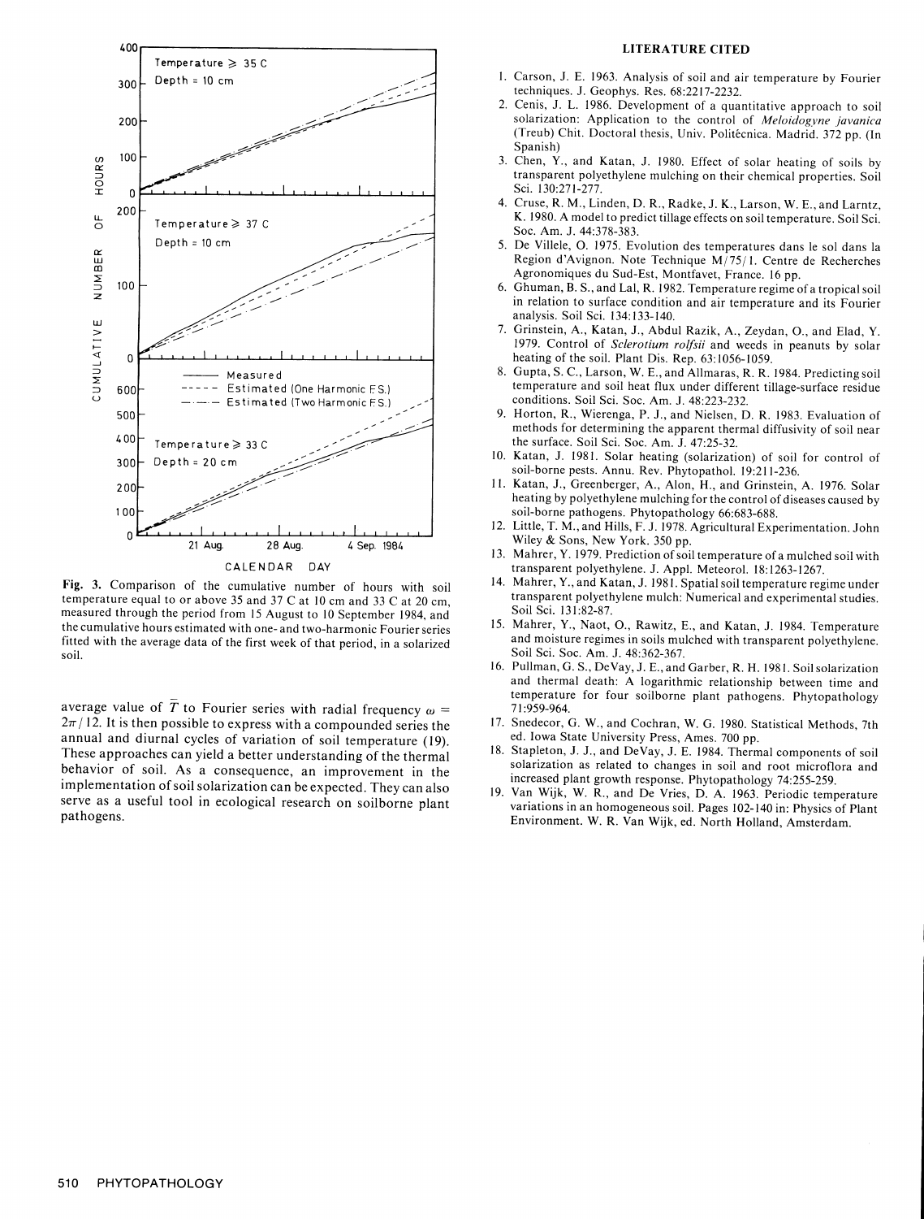Temperature ≥ 35 C
Depth = 10 cm

Temperature ≥ 37 C
Depth = 10 cm

Temperature ≥ 33 C
Depth = 20 cm

CUMULATIVE NUMBER OF HOURS

400
300
200
100
0
200
100
0
600
500
400
300
200
100
0

Measured
Estimated (One Harmonic F.S.)
Estimated (Two Harmonic F.S.)

21 Aug. 28 Aug. 4 Sep. 1984

CALENDAR DAY

**Fig. 3.** Comparison of the cumulative number of hours with soil temperature equal to or above 35 and 37 C at 10 cm and 33 C at 20 cm, measured through the period from 15 August to 10 September 1984, and the cumulative hours estimated with one- and two-harmonic Fourier series fitted with the average data of the first week of that period, in a solarized soil.

average value of $\bar{T}$ to Fourier series with radial frequency $\omega = 2\pi/12$. It is then possible to express with a compounded series the annual and diurnal cycles of variation of soil temperature (19). These approaches can yield a better understanding of the thermal behavior of soil. As a consequence, an improvement in the implementation of soil solarization can be expected. They can also serve as a useful tool in ecological research on soilborne plant pathogens.

## LITERATURE CITED

1. Carson, J. E. 1963. Analysis of soil and air temperature by Fourier techniques. J. Geophys. Res. 68:2217-2232.
2. Cenis, J. L. 1986. Development of a quantitative approach to soil solarization: Application to the control of *Meloidogyne javanica* (Treub) Chit. Doctoral thesis, Univ. Politécnica. Madrid. 372 pp. (In Spanish)
3. Chen, Y., and Katan, J. 1980. Effect of solar heating of soils by transparent polyethylene mulching on their chemical properties. Soil Sci. 130:271-277.
4. Cruse, R. M., Linden, D. R., Radke, J. K., Larson, W. E., and Larntz, K. 1980. A model to predict tillage effects on soil temperature. Soil Sci. Soc. Am. J. 44:378-383.
5. De Villele, O. 1975. Evolution des temperatures dans le sol dans la Region d'Avignon. Note Technique M/75/1. Centre de Recherches Agronomiques du Sud-Est, Montfavet, France. 16 pp.
6. Ghuman, B. S., and Lal, R. 1982. Temperature regime of a tropical soil in relation to surface condition and air temperature and its Fourier analysis. Soil Sci. 134:133-140.
7. Grinstein, A., Katan, J., Abdul Razik, A., Zeydan, O., and Elad, Y. 1979. Control of *Sclerotium rolfsii* and weeds in peanuts by solar heating of the soil. Plant Dis. Rep. 63:1056-1059.
8. Gupta, S. C., Larson, W. E., and Allmaras, R. R. 1984. Predicting soil temperature and soil heat flux under different tillage-surface residue conditions. Soil Sci. Soc. Am. J. 48:223-232.
9. Horton, R., Wierenga, P. J., and Nielsen, D. R. 1983. Evaluation of methods for determining the apparent thermal diffusivity of soil near the surface. Soil Sci. Soc. Am. J. 47:25-32.
10. Katan, J. 1981. Solar heating (solarization) of soil for control of soil-borne pests. Annu. Rev. Phytopathol. 19:211-236.
11. Katan, J., Greenberger, A., Alon, H., and Grinstein, A. 1976. Solar heating by polyethylene mulching for the control of diseases caused by soil-borne pathogens. Phytopathology 66:683-688.
12. Little, T. M., and Hills, F. J. 1978. Agricultural Experimentation. John Wiley & Sons, New York. 350 pp.
13. Mahrer, Y. 1979. Prediction of soil temperature of a mulched soil with transparent polyethylene. J. Appl. Meteorol. 18:1263-1267.
14. Mahrer, Y., and Katan, J. 1981. Spatial soil temperature regime under transparent polyethylene mulch: Numerical and experimental studies. Soil Sci. 131:82-87.
15. Mahrer, Y., Naot, O., Rawitz, E., and Katan, J. 1984. Temperature and moisture regimes in soils mulched with transparent polyethylene. Soil Sci. Soc. Am. J. 48:362-367.
16. Pullman, G. S., DeVay, J. E., and Garber, R. H. 1981. Soil solarization and thermal death: A logarithmic relationship between time and temperature for four soilborne plant pathogens. Phytopathology 71:959-964.
17. Snedecor, G. W., and Cochran, W. G. 1980. Statistical Methods, 7th ed. Iowa State University Press, Ames. 700 pp.
18. Stapleton, J. J., and DeVay, J. E. 1984. Thermal components of soil solarization as related to changes in soil and root microflora and increased plant growth response. Phytopathology 74:255-259.
19. Van Wijk, W. R., and De Vries, D. A. 1963. Periodic temperature variations in an homogeneous soil. Pages 102-140 in: Physics of Plant Environment. W. R. Van Wijk, ed. North Holland, Amsterdam.